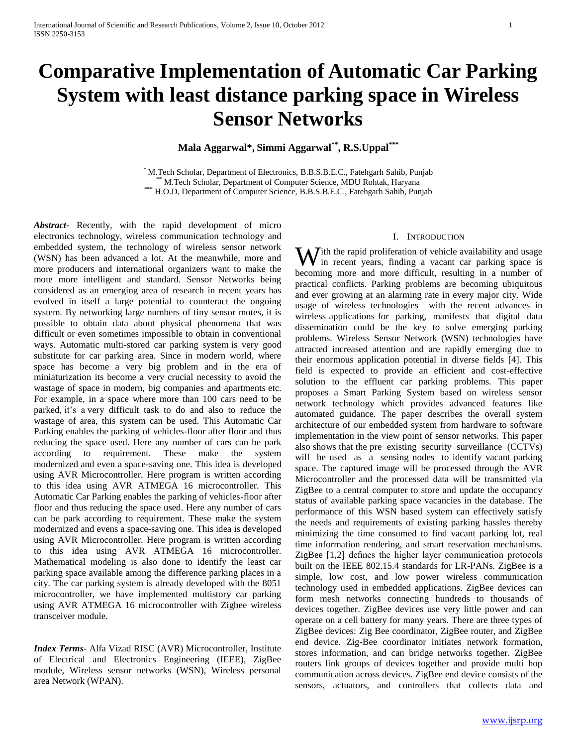# Comparative Implementation of Automatic Car Parking System with least distance parking space in Wireless Sensor Networks

**Mala Aggarwal*, Simmi Aggarwal**, R.S.Uppal*****

[*] M.Tech Scholar, Department of Electronics, B.B.S.B.E.C., Fatehgarh Sahib, Punjab
[**] M.Tech Scholar, Department of Computer Science, MDU Rohtak, Haryana
[***] H.O.D, Department of Computer Science, B.B.S.B.E.C., Fatehgarh Sahib, Punjab

***Abstract***- Recently, with the rapid development of micro electronics technology, wireless communication technology and embedded system, the technology of wireless sensor network (WSN) has been advanced a lot. At the meanwhile, more and more producers and international organizers want to make the mote more intelligent and standard. Sensor Networks being considered as an emerging area of research in recent years has evolved in itself a large potential to counteract the ongoing system. By networking large numbers of tiny sensor motes, it is possible to obtain data about physical phenomena that was difficult or even sometimes impossible to obtain in conventional ways. Automatic multi-stored car parking system is very good substitute for car parking area. Since in modern world, where space has become a very big problem and in the era of miniaturization its become a very crucial necessity to avoid the wastage of space in modern, big companies and apartments etc. For example, in a space where more than 100 cars need to be parked, it's a very difficult task to do and also to reduce the wastage of area, this system can be used. This Automatic Car Parking enables the parking of vehicles-floor after floor and thus reducing the space used. Here any number of cars can be park according to requirement. These make the system modernized and even a space-saving one. This idea is developed using AVR Microcontroller. Here program is written according to this idea using AVR ATMEGA 16 microcontroller. This Automatic Car Parking enables the parking of vehicles-floor after floor and thus reducing the space used. Here any number of cars can be park according to requirement. These make the system modernized and evens a space-saving one. This idea is developed using AVR Microcontroller. Here program is written according to this idea using AVR ATMEGA 16 microcontroller. Mathematical modeling is also done to identify the least car parking space available among the difference parking places in a city. The car parking system is already developed with the 8051 microcontroller, we have implemented multistory car parking using AVR ATMEGA 16 microcontroller with Zigbee wireless transceiver module.

***Index Terms***- Alfa Vizad RISC (AVR) Microcontroller, Institute of Electrical and Electronics Engineering (IEEE), ZigBee module, Wireless sensor networks (WSN), Wireless personal area Network (WPAN).

## I. Introduction

With the rapid proliferation of vehicle availability and usage in recent years, finding a vacant car parking space is becoming more and more difficult, resulting in a number of practical conflicts. Parking problems are becoming ubiquitous and ever growing at an alarming rate in every major city. Wide usage of wireless technologies with the recent advances in wireless applications for parking, manifests that digital data dissemination could be the key to solve emerging parking problems. Wireless Sensor Network (WSN) technologies have attracted increased attention and are rapidly emerging due to their enormous application potential in diverse fields [4]. This field is expected to provide an efficient and cost-effective solution to the effluent car parking problems. This paper proposes a Smart Parking System based on wireless sensor network technology which provides advanced features like automated guidance. The paper describes the overall system architecture of our embedded system from hardware to software implementation in the view point of sensor networks. This paper also shows that the pre existing security surveillance (CCTVs) will be used as a sensing nodes to identify vacant parking space. The captured image will be processed through the AVR Microcontroller and the processed data will be transmitted via ZigBee to a central computer to store and update the occupancy status of available parking space vacancies in the database. The performance of this WSN based system can effectively satisfy the needs and requirements of existing parking hassles thereby minimizing the time consumed to find vacant parking lot, real time information rendering, and smart reservation mechanisms. ZigBee [1,2] defines the higher layer communication protocols built on the IEEE 802.15.4 standards for LR-PANs. ZigBee is a simple, low cost, and low power wireless communication technology used in embedded applications. ZigBee devices can form mesh networks connecting hundreds to thousands of devices together. ZigBee devices use very little power and can operate on a cell battery for many years. There are three types of ZigBee devices: Zig Bee coordinator, ZigBee router, and ZigBee end device. Zig-Bee coordinator initiates network formation, stores information, and can bridge networks together. ZigBee routers link groups of devices together and provide multi hop communication across devices. ZigBee end device consists of the sensors, actuators, and controllers that collects data and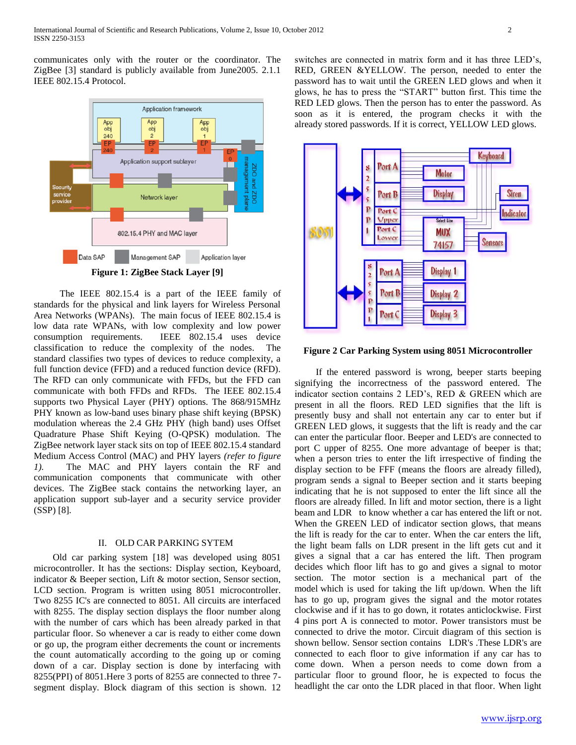communicates only with the router or the coordinator. The ZigBee [3] standard is publicly available from June2005. 2.1.1 IEEE 802.15.4 Protocol.

**Figure 1: ZigBee Stack Layer [9]**

The IEEE 802.15.4 is a part of the IEEE family of standards for the physical and link layers for Wireless Personal Area Networks (WPANs). The main focus of IEEE 802.15.4 is low data rate WPANs, with low complexity and low power consumption requirements. IEEE 802.15.4 uses device classification to reduce the complexity of the nodes. The standard classifies two types of devices to reduce complexity, a full function device (FFD) and a reduced function device (RFD). The RFD can only communicate with FFDs, but the FFD can communicate with both FFDs and RFDs. The IEEE 802.15.4 supports two Physical Layer (PHY) options. The 868/915MHz PHY known as low-band uses binary phase shift keying (BPSK) modulation whereas the 2.4 GHz PHY (high band) uses Offset Quadrature Phase Shift Keying (O-QPSK) modulation. The ZigBee network layer stack sits on top of IEEE 802.15.4 standard Medium Access Control (MAC) and PHY layers *(refer to figure 1).* The MAC and PHY layers contain the RF and communication components that communicate with other devices. The ZigBee stack contains the networking layer, an application support sub-layer and a security service provider (SSP) [8].

## II. OLD CAR PARKING SYTEM

Old car parking system [18] was developed using 8051 microcontroller. It has the sections: Display section, Keyboard, indicator & Beeper section, Lift & motor section, Sensor section, LCD section. Program is written using 8051 microcontroller. Two 8255 IC's are connected to 8051. All circuits are interfaced with 8255. The display section displays the floor number along with the number of cars which has been already parked in that particular floor. So whenever a car is ready to either come down or go up, the program either decrements the count or increments the count automatically according to the going up or coming down of a car. Display section is done by interfacing with 8255(PPI) of 8051.Here 3 ports of 8255 are connected to three 7-segment display. Block diagram of this section is shown. 12 switches are connected in matrix form and it has three LED's, RED, GREEN &YELLOW. The person, needed to enter the password has to wait until the GREEN LED glows and when it glows, he has to press the "START" button first. This time the RED LED glows. Then the person has to enter the password. As soon as it is entered, the program checks it with the already stored passwords. If it is correct, YELLOW LED glows.

**Figure 2 Car Parking System using 8051 Microcontroller**

If the entered password is wrong, beeper starts beeping signifying the incorrectness of the password entered. The indicator section contains 2 LED's, RED & GREEN which are present in all the floors. RED LED signifies that the lift is presently busy and shall not entertain any car to enter but if GREEN LED glows, it suggests that the lift is ready and the car can enter the particular floor. Beeper and LED's are connected to port C upper of 8255. One more advantage of beeper is that; when a person tries to enter the lift irrespective of finding the display section to be FFF (means the floors are already filled), program sends a signal to Beeper section and it starts beeping indicating that he is not supposed to enter the lift since all the floors are already filled. In lift and motor section, there is a light beam and LDR to know whether a car has entered the lift or not. When the GREEN LED of indicator section glows, that means the lift is ready for the car to enter. When the car enters the lift, the light beam falls on LDR present in the lift gets cut and it gives a signal that a car has entered the lift. Then program decides which floor lift has to go and gives a signal to motor section. The motor section is a mechanical part of the model which is used for taking the lift up/down. When the lift has to go up, program gives the signal and the motor rotates clockwise and if it has to go down, it rotates anticlockwise. First 4 pins port A is connected to motor. Power transistors must be connected to drive the motor. Circuit diagram of this section is shown bellow. Sensor section contains LDR's .These LDR's are connected to each floor to give information if any car has to come down. When a person needs to come down from a particular floor to ground floor, he is expected to focus the headlight the car onto the LDR placed in that floor. When light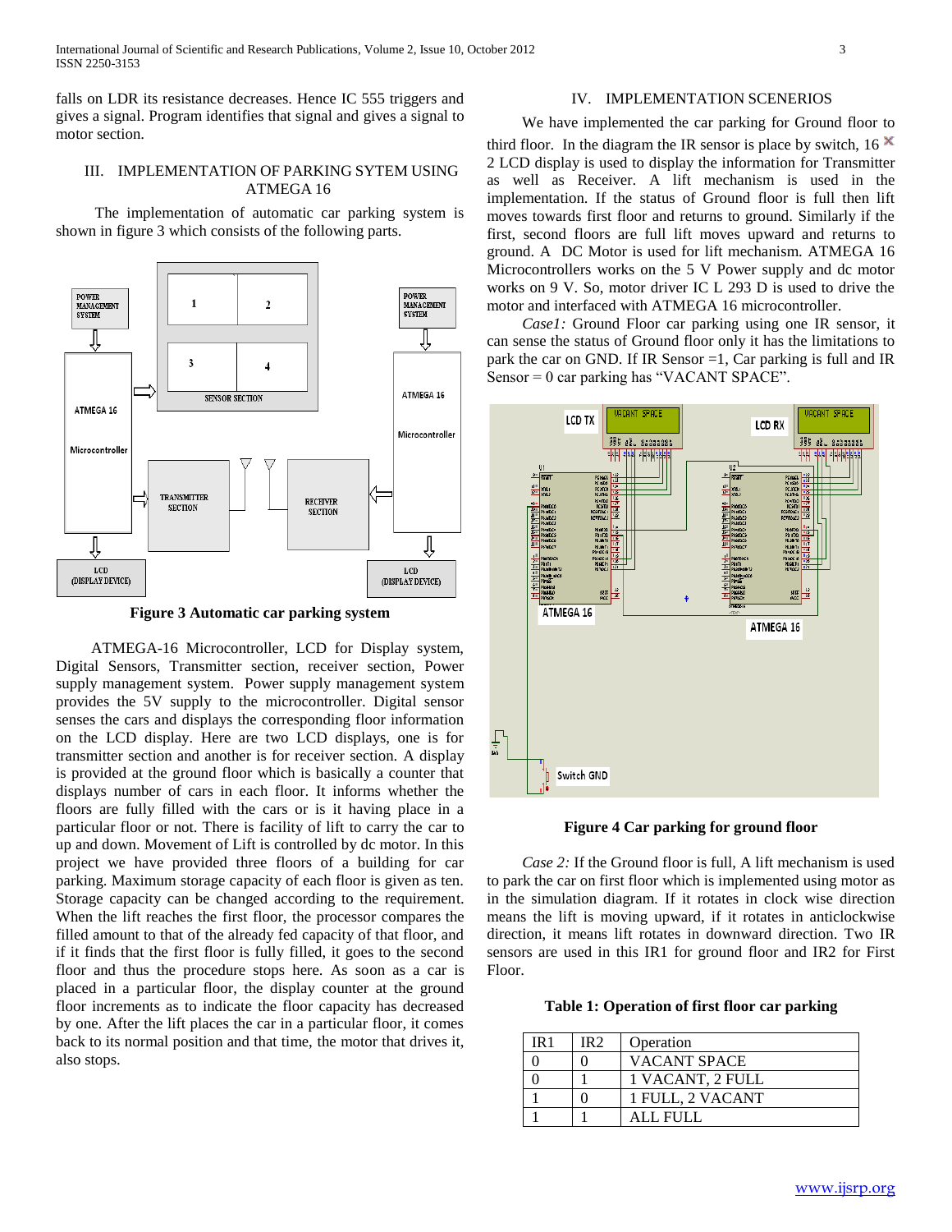falls on LDR its resistance decreases. Hence IC 555 triggers and gives a signal. Program identifies that signal and gives a signal to motor section.

## III. IMPLEMENTATION OF PARKING SYTEM USING ATMEGA 16

The implementation of automatic car parking system is shown in figure 3 which consists of the following parts.

**Figure 3 Automatic car parking system**

ATMEGA-16 Microcontroller, LCD for Display system, Digital Sensors, Transmitter section, receiver section, Power supply management system. Power supply management system provides the 5V supply to the microcontroller. Digital sensor senses the cars and displays the corresponding floor information on the LCD display. Here are two LCD displays, one is for transmitter section and another is for receiver section. A display is provided at the ground floor which is basically a counter that displays number of cars in each floor. It informs whether the floors are fully filled with the cars or is it having place in a particular floor or not. There is facility of lift to carry the car to up and down. Movement of Lift is controlled by dc motor. In this project we have provided three floors of a building for car parking. Maximum storage capacity of each floor is given as ten. Storage capacity can be changed according to the requirement. When the lift reaches the first floor, the processor compares the filled amount to that of the already fed capacity of that floor, and if it finds that the first floor is fully filled, it goes to the second floor and the procedure stops here. As soon as a car is placed in a particular floor, the display counter at the ground floor increments as to indicate the floor capacity has decreased by one. After the lift places the car in a particular floor, it comes back to its normal position and that time, the motor that drives it, also stops.

## IV. IMPLEMENTATION SCENERIOS

We have implemented the car parking for Ground floor to third floor. In the diagram the IR sensor is place by switch, 16 × 2 LCD display is used to display the information for Transmitter as well as Receiver. A lift mechanism is used in the implementation. If the status of Ground floor is full then lift moves towards first floor and returns to ground. Similarly if the first, second floors are full lift moves upward and returns to ground. A DC Motor is used for lift mechanism. ATMEGA 16 Microcontrollers works on the 5 V Power supply and dc motor works on 9 V. So, motor driver IC L 293 D is used to drive the motor and interfaced with ATMEGA 16 microcontroller.

*Case1:* Ground Floor car parking using one IR sensor, it can sense the status of Ground floor only it has the limitations to park the car on GND. If IR Sensor =1, Car parking is full and IR Sensor = 0 car parking has "VACANT SPACE".

**Figure 4 Car parking for ground floor**

*Case 2:* If the Ground floor is full, A lift mechanism is used to park the car on first floor which is implemented using motor as in the simulation diagram. If it rotates in clock wise direction means the lift is moving upward, if it rotates in anticlockwise direction, it means lift rotates in downward direction. Two IR sensors are used in this IR1 for ground floor and IR2 for First Floor.

**Table 1: Operation of first floor car parking**

| IR1 | IR2 | Operation |
|---|---|---|
| 0 | 0 | VACANT SPACE |
| 0 | 1 | 1 VACANT, 2 FULL |
| 1 | 0 | 1 FULL, 2 VACANT |
| 1 | 1 | ALL FULL |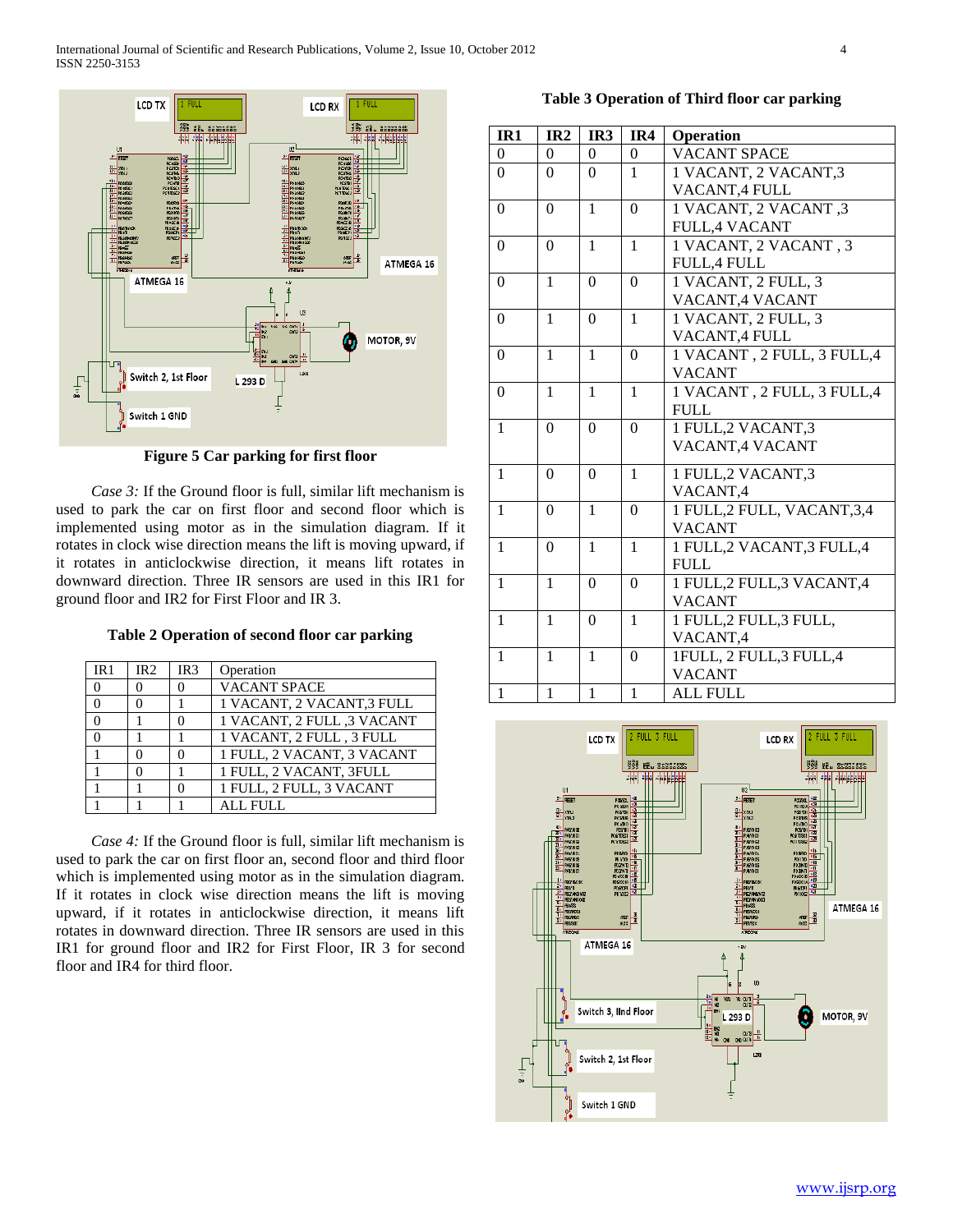Figure 5 Car parking for first floor

*Case 3:* If the Ground floor is full, similar lift mechanism is used to park the car on first floor and second floor which is implemented using motor as in the simulation diagram. If it rotates in clock wise direction means the lift is moving upward, if it rotates in anticlockwise direction, it means lift rotates in downward direction. Three IR sensors are used in this IR1 for ground floor and IR2 for First Floor and IR 3.

**Table 2 Operation of second floor car parking**

| IR1 | IR2 | IR3 | Operation |
|---|---|---|---|
| 0 | 0 | 0 | VACANT SPACE |
| 0 | 0 | 1 | 1 VACANT, 2 VACANT,3 FULL |
| 0 | 1 | 0 | 1 VACANT, 2 FULL ,3 VACANT |
| 0 | 1 | 1 | 1 VACANT, 2 FULL , 3 FULL |
| 1 | 0 | 0 | 1 FULL, 2 VACANT, 3 VACANT |
| 1 | 0 | 1 | 1 FULL, 2 VACANT, 3FULL |
| 1 | 1 | 0 | 1 FULL, 2 FULL, 3 VACANT |
| 1 | 1 | 1 | ALL FULL |

*Case 4:* If the Ground floor is full, similar lift mechanism is used to park the car on first floor an, second floor and third floor which is implemented using motor as in the simulation diagram. If it rotates in clock wise direction means the lift is moving upward, if it rotates in anticlockwise direction, it means lift rotates in downward direction. Three IR sensors are used in this IR1 for ground floor and IR2 for First Floor, IR 3 for second floor and IR4 for third floor.

**Table 3 Operation of Third floor car parking**

| IR1 | IR2 | IR3 | IR4 | Operation |
|---|---|---|---|---|
| 0 | 0 | 0 | 0 | VACANT SPACE |
| 0 | 0 | 0 | 1 | 1 VACANT, 2 VACANT,3 VACANT,4 FULL |
| 0 | 0 | 1 | 0 | 1 VACANT, 2 VACANT ,3 FULL,4 VACANT |
| 0 | 0 | 1 | 1 | 1 VACANT, 2 VACANT , 3 FULL,4 FULL |
| 0 | 1 | 0 | 0 | 1 VACANT, 2 FULL, 3 VACANT,4 VACANT |
| 0 | 1 | 0 | 1 | 1 VACANT, 2 FULL, 3 VACANT,4 FULL |
| 0 | 1 | 1 | 0 | 1 VACANT , 2 FULL, 3 FULL,4 VACANT |
| 0 | 1 | 1 | 1 | 1 VACANT , 2 FULL, 3 FULL,4 FULL |
| 1 | 0 | 0 | 0 | 1 FULL,2 VACANT,3 VACANT,4 VACANT |
| 1 | 0 | 0 | 1 | 1 FULL,2 VACANT,3 VACANT,4 |
| 1 | 0 | 1 | 0 | 1 FULL,2 FULL, VACANT,3,4 VACANT |
| 1 | 0 | 1 | 1 | 1 FULL,2 VACANT,3 FULL,4 FULL |
| 1 | 1 | 0 | 0 | 1 FULL,2 FULL,3 VACANT,4 VACANT |
| 1 | 1 | 0 | 1 | 1 FULL,2 FULL,3 FULL, VACANT,4 |
| 1 | 1 | 1 | 0 | 1FULL, 2 FULL,3 FULL,4 VACANT |
| 1 | 1 | 1 | 1 | ALL FULL |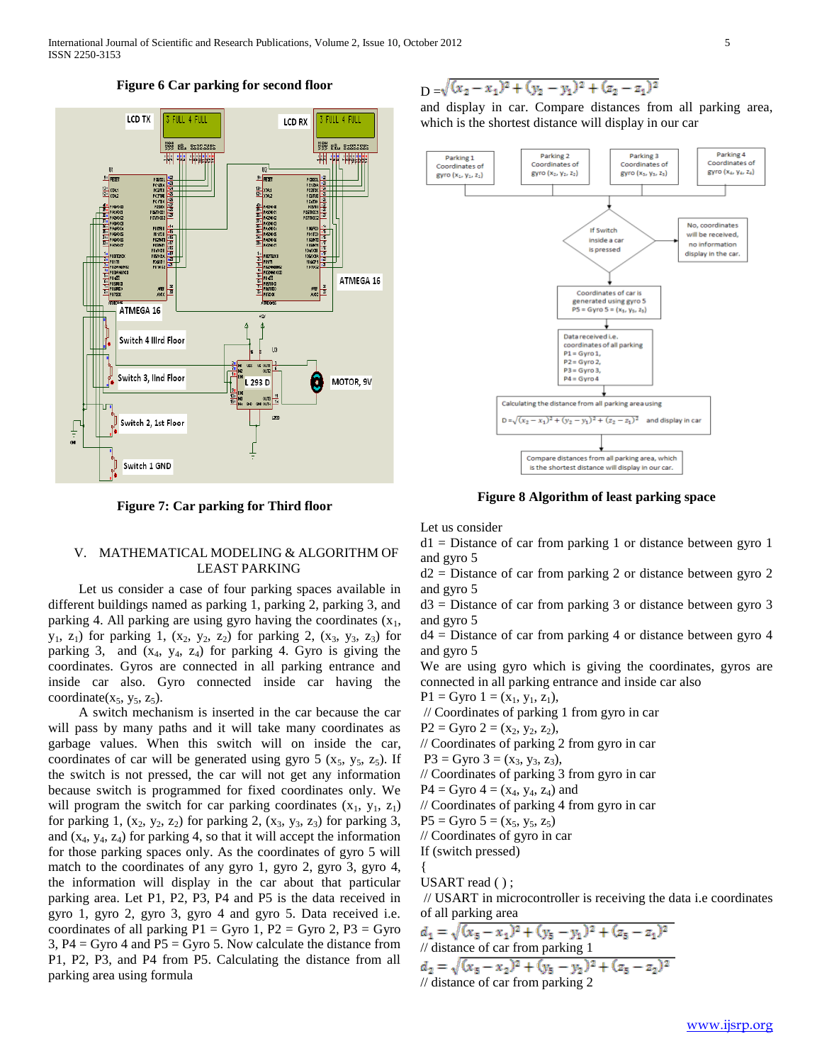**Figure 6 Car parking for second floor**

**Figure 7: Car parking for Third floor**

## V. MATHEMATICAL MODELING & ALGORITHM OF LEAST PARKING

Let us consider a case of four parking spaces available in different buildings named as parking 1, parking 2, parking 3, and parking 4. All parking are using gyro having the coordinates ($x_1$, $y_1$, $z_1$) for parking 1, ($x_2$, $y_2$, $z_2$) for parking 2, ($x_3$, $y_3$, $z_3$) for parking 3, and ($x_4$, $y_4$, $z_4$) for parking 4. Gyro is giving the coordinates. Gyros are connected in all parking entrance and inside car also. Gyro connected inside car having the coordinate($x_5$, $y_5$, $z_5$).

A switch mechanism is inserted in the car because the car will pass by many paths and it will take many coordinates as garbage values. When this switch will on inside the car, coordinates of car will be generated using gyro 5 ($x_5$, $y_5$, $z_5$). If the switch is not pressed, the car will not get any information because switch is programmed for fixed coordinates only. We will program the switch for car parking coordinates ($x_1$, $y_1$, $z_1$) for parking 1, ($x_2$, $y_2$, $z_2$) for parking 2, ($x_3$, $y_3$, $z_3$) for parking 3, and ($x_4$, $y_4$, $z_4$) for parking 4, so that it will accept the information for those parking spaces only. As the coordinates of gyro 5 will match to the coordinates of any gyro 1, gyro 2, gyro 3, gyro 4, the information will display in the car about that particular parking area. Let P1, P2, P3, P4 and P5 is the data received in gyro 1, gyro 2, gyro 3, gyro 4 and gyro 5. Data received i.e. coordinates of all parking P1 = Gyro 1, P2 = Gyro 2, P3 = Gyro 3, P4 = Gyro 4 and P5 = Gyro 5. Now calculate the distance from P1, P2, P3, and P4 from P5. Calculating the distance from all parking area using formula

$$D = \sqrt{(x_2 - x_1)^2 + (y_2 - y_1)^2 + (z_2 - z_1)^2}$$

and display in car. Compare distances from all parking area, which is the shortest distance will display in our car

**Figure 8 Algorithm of least parking space**

Let us consider

d1 = Distance of car from parking 1 or distance between gyro 1 and gyro 5

d2 = Distance of car from parking 2 or distance between gyro 2 and gyro 5

d3 = Distance of car from parking 3 or distance between gyro 3 and gyro 5

d4 = Distance of car from parking 4 or distance between gyro 4 and gyro 5

We are using gyro which is giving the coordinates, gyros are connected in all parking entrance and inside car also

P1 = Gyro 1 = ($x_1$, $y_1$, $z_1$),

// Coordinates of parking 1 from gyro in car

P2 = Gyro 2 = ($x_2$, $y_2$, $z_2$),

// Coordinates of parking 2 from gyro in car

P3 = Gyro 3 = ($x_3$, $y_3$, $z_3$),

// Coordinates of parking 3 from gyro in car

P4 = Gyro 4 = ($x_4$, $y_4$, $z_4$) and

// Coordinates of parking 4 from gyro in car

P5 = Gyro 5 = ($x_5$, $y_5$, $z_5$)

// Coordinates of gyro in car

If (switch pressed)

{

USART read ( ) ;

// USART in microcontroller is receiving the data i.e coordinates of all parking area

$$d_1 = \sqrt{(x_5 - x_1)^2 + (y_5 - y_1)^2 + (z_5 - z_1)^2}$$

// distance of car from parking 1

$$d_2 = \sqrt{(x_5 - x_2)^2 + (y_5 - y_2)^2 + (z_5 - z_2)^2}$$

// distance of car from parking 2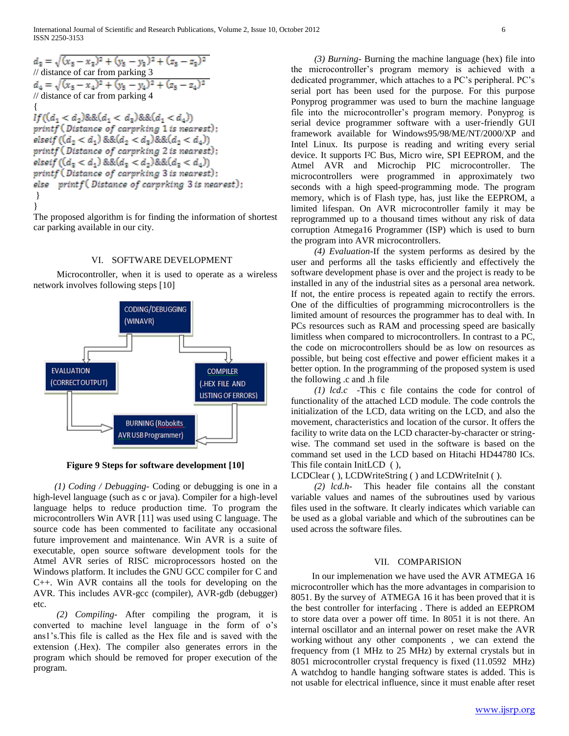$$d_3 = \sqrt{(x_5 - x_3)^2 + (y_5 - y_3)^2 + (z_5 - z_3)^2}$$

// distance of car from parking 3

$$d_4 = \sqrt{(x_5 - x_4)^2 + (y_5 - y_4)^2 + (z_5 - z_4)^2}$$

// distance of car from parking 4

```
{
if((d1 < d2)&&(d1 < d3)&&(d1 < d4))
printf(Distance of carprking 1 is nearest);
elseif((d2 < d1)&&(d2 < d3)&&(d2 < d4))
printf(Distance of carprking 2 is nearest);
elseif((d3 < d1)&&(d3 < d2)&&(d3 < d4))
printf(Distance of carprking 3 is nearest);
else   printf(Distance of carprking 3 is nearest);
 }
}
```

The proposed algorithm is for finding the information of shortest car parking available in our city.

## VI. SOFTWARE DEVELOPMENT

Microcontroller, when it is used to operate as a wireless network involves following steps [10]

CODING/DEBUGGING (WINAVR) → COMPILER (.HEX FILE AND LISTING OF ERRORS) → BURNING (Robokits AVR USB Programmer) → EVALUATION (CORRECT OUTPUT) → CODING/DEBUGGING (WINAVR)

**Figure 9 Steps for software development [10]**

*(1) Coding / Debugging-* Coding or debugging is one in a high-level language (such as c or java). Compiler for a high-level language helps to reduce production time. To program the microcontrollers Win AVR [11] was used using C language. The source code has been commented to facilitate any occasional future improvement and maintenance. Win AVR is a suite of executable, open source software development tools for the Atmel AVR series of RISC microprocessors hosted on the Windows platform. It includes the GNU GCC compiler for C and C++. Win AVR contains all the tools for developing on the AVR. This includes AVR-gcc (compiler), AVR-gdb (debugger) etc.

*(2) Compiling-* After compiling the program, it is converted to machine level language in the form of o's ans1's.This file is called as the Hex file and is saved with the extension (.Hex). The compiler also generates errors in the program which should be removed for proper execution of the program.

*(3) Burning-* Burning the machine language (hex) file into the microcontroller's program memory is achieved with a dedicated programmer, which attaches to a PC's peripheral. PC's serial port has been used for the purpose. For this purpose Ponyprog programmer was used to burn the machine language file into the microcontroller's program memory. Ponyprog is serial device programmer software with a user-friendly GUI framework available for Windows95/98/ME/NT/2000/XP and Intel Linux. Its purpose is reading and writing every serial device. It supports I²C Bus, Micro wire, SPI EEPROM, and the Atmel AVR and Microchip PIC microcontroller. The microcontrollers were programmed in approximately two seconds with a high speed-programming mode. The program memory, which is of Flash type, has, just like the EEPROM, a limited lifespan. On AVR microcontroller family it may be reprogrammed up to a thousand times without any risk of data corruption Atmega16 Programmer (ISP) which is used to burn the program into AVR microcontrollers.

*(4) Evaluation-*If the system performs as desired by the user and performs all the tasks efficiently and effectively the software development phase is over and the project is ready to be installed in any of the industrial sites as a personal area network. If not, the entire process is repeated again to rectify the errors. One of the difficulties of programming microcontrollers is the limited amount of resources the programmer has to deal with. In PCs resources such as RAM and processing speed are basically limitless when compared to microcontrollers. In contrast to a PC, the code on microcontrollers should be as low on resources as possible, but being cost effective and power efficient makes it a better option. In the programming of the proposed system is used the following .c and .h file

*(1) lcd.c* -This c file contains the code for control of functionality of the attached LCD module. The code controls the initialization of the LCD, data writing on the LCD, and also the movement, characteristics and location of the cursor. It offers the facility to write data on the LCD character-by-character or string-wise. The command set used in the software is based on the command set used in the LCD based on Hitachi HD44780 ICs. This file contain InitLCD ( ),

LCDClear ( ), LCDWriteString ( ) and LCDWriteInit ( ).

*(2) lcd.h-* This header file contains all the constant variable values and names of the subroutines used by various files used in the software. It clearly indicates which variable can be used as a global variable and which of the subroutines can be used across the software files.

## VII. COMPARISION

In our implemenation we have used the AVR ATMEGA 16 microcontroller which has the more advantages in comparision to 8051. By the survey of ATMEGA 16 it has been proved that it is the best controller for interfacing . There is added an EEPROM to store data over a power off time. In 8051 it is not there. An internal oscillator and an internal power on reset make the AVR working without any other components , we can extend the frequency from (1 MHz to 25 MHz) by external crystals but in 8051 microcontroller crystal frequency is fixed (11.0592 MHz) A watchdog to handle hanging software states is added. This is not usable for electrical influence, since it must enable after reset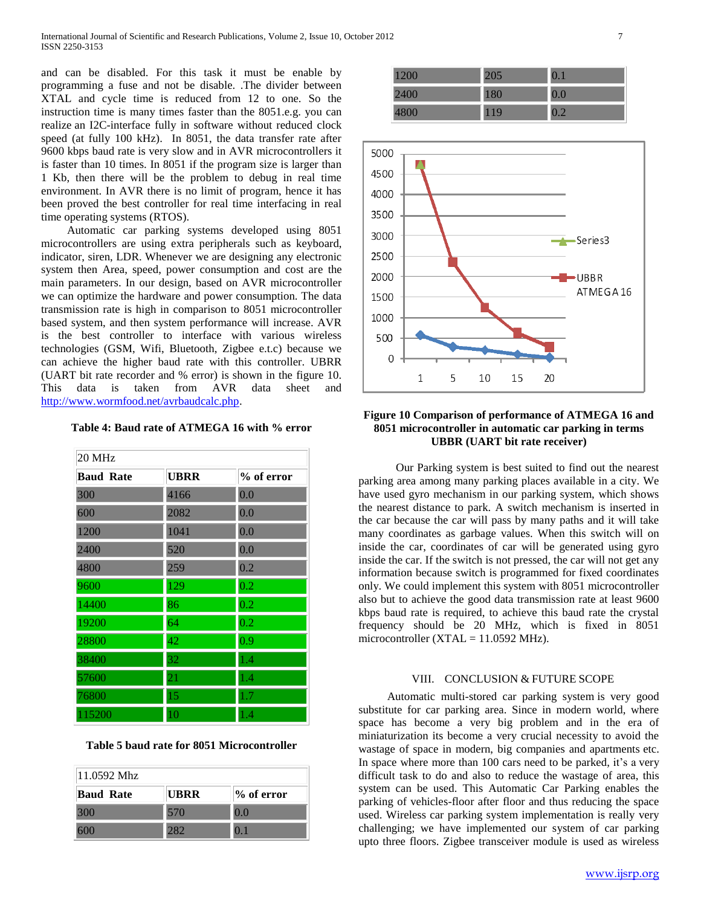and can be disabled. For this task it must be enable by programming a fuse and not be disable. .The divider between XTAL and cycle time is reduced from 12 to one. So the instruction time is many times faster than the 8051.e.g. you can realize an I2C-interface fully in software without reduced clock speed (at fully 100 kHz). In 8051, the data transfer rate after 9600 kbps baud rate is very slow and in AVR microcontrollers it is faster than 10 times. In 8051 if the program size is larger than 1 Kb, then there will be the problem to debug in real time environment. In AVR there is no limit of program, hence it has been proved the best controller for real time interfacing in real time operating systems (RTOS).

Automatic car parking systems developed using 8051 microcontrollers are using extra peripherals such as keyboard, indicator, siren, LDR. Whenever we are designing any electronic system then Area, speed, power consumption and cost are the main parameters. In our design, based on AVR microcontroller we can optimize the hardware and power consumption. The data transmission rate is high in comparison to 8051 microcontroller based system, and then system performance will increase. AVR is the best controller to interface with various wireless technologies (GSM, Wifi, Bluetooth, Zigbee e.t.c) because we can achieve the higher baud rate with this controller. UBRR (UART bit rate recorder and % error) is shown in the figure 10. This data is taken from AVR data sheet and http://www.wormfood.net/avrbaudcalc.php.

**Table 4: Baud rate of ATMEGA 16 with % error**

| 20 MHz | | |
|---|---|---|
| **Baud Rate** | **UBRR** | **% of error** |
| 300 | 4166 | 0.0 |
| 600 | 2082 | 0.0 |
| 1200 | 1041 | 0.0 |
| 2400 | 520 | 0.0 |
| 4800 | 259 | 0.2 |
| 9600 | 129 | 0.2 |
| 14400 | 86 | 0.2 |
| 19200 | 64 | 0.2 |
| 28800 | 42 | 0.9 |
| 38400 | 32 | 1.4 |
| 57600 | 21 | 1.4 |
| 76800 | 15 | 1.7 |
| 115200 | 10 | 1.4 |

**Table 5 baud rate for 8051 Microcontroller**

| 11.0592 Mhz | | |
|---|---|---|
| **Baud Rate** | **UBRR** | **% of error** |
| 300 | 570 | 0.0 |
| 600 | 282 | 0.1 |
| 1200 | 205 | 0.1 |
| 2400 | 180 | 0.0 |
| 4800 | 119 | 0.2 |

**Figure 10 Comparison of performance of ATMEGA 16 and 8051 microcontroller in automatic car parking in terms UBBR (UART bit rate receiver)**

Our Parking system is best suited to find out the nearest parking area among many parking places available in a city. We have used gyro mechanism in our parking system, which shows the nearest distance to park. A switch mechanism is inserted in the car because the car will pass by many paths and it will take many coordinates as garbage values. When this switch will on inside the car, coordinates of car will be generated using gyro inside the car. If the switch is not pressed, the car will not get any information because switch is programmed for fixed coordinates only. We could implement this system with 8051 microcontroller also but to achieve the good data transmission rate at least 9600 kbps baud rate is required, to achieve this baud rate the crystal frequency should be 20 MHz, which is fixed in 8051 microcontroller (XTAL = 11.0592 MHz).

## VIII. CONCLUSION & FUTURE SCOPE

Automatic multi-stored car parking system is very good substitute for car parking area. Since in modern world, where space has become a very big problem and in the era of miniaturization its become a very crucial necessity to avoid the wastage of space in modern, big companies and apartments etc. In space where more than 100 cars need to be parked, it's a very difficult task to do and also to reduce the wastage of area, this system can be used. This Automatic Car Parking enables the parking of vehicles-floor after floor and thus reducing the space used. Wireless car parking system implementation is really very challenging; we have implemented our system of car parking upto three floors. Zigbee transceiver module is used as wireless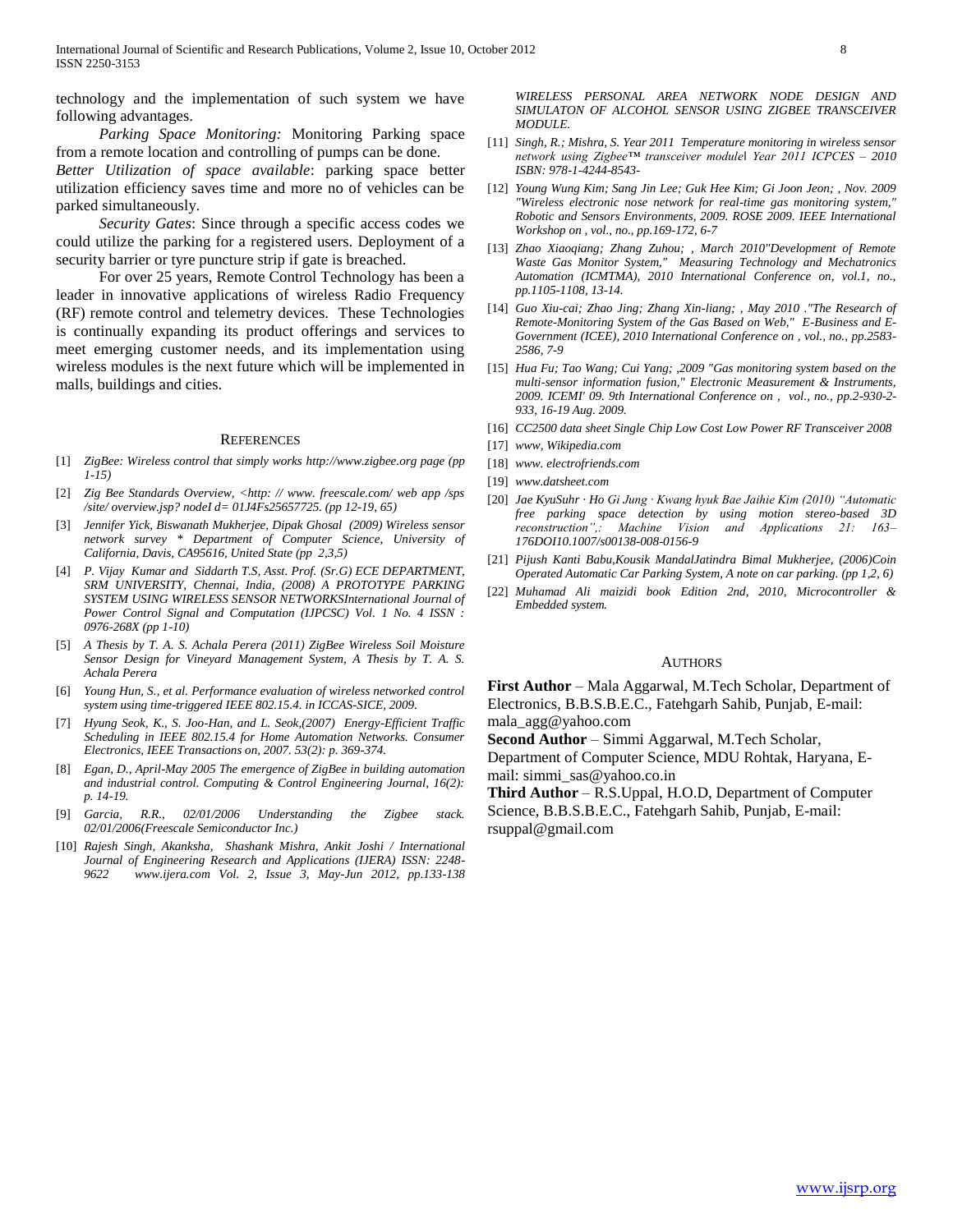technology and the implementation of such system we have following advantages.

*Parking Space Monitoring:* Monitoring Parking space from a remote location and controlling of pumps can be done.

*Better Utilization of space available*: parking space better utilization efficiency saves time and more no of vehicles can be parked simultaneously.

*Security Gates*: Since through a specific access codes we could utilize the parking for a registered users. Deployment of a security barrier or tyre puncture strip if gate is breached.

For over 25 years, Remote Control Technology has been a leader in innovative applications of wireless Radio Frequency (RF) remote control and telemetry devices. These Technologies is continually expanding its product offerings and services to meet emerging customer needs, and its implementation using wireless modules is the next future which will be implemented in malls, buildings and cities.

## REFERENCES

[1] *ZigBee: Wireless control that simply works http://www.zigbee.org page (pp 1-15)*

[2] *Zig Bee Standards Overview, <http: // www. freescale.com/ web app /sps /site/ overview.jsp? nodeI d= 01J4Fs25657725. (pp 12-19, 65)*

[3] *Jennifer Yick, Biswanath Mukherjee, Dipak Ghosal (2009) Wireless sensor network survey * Department of Computer Science, University of California, Davis, CA95616, United State (pp 2,3,5)*

[4] *P. Vijay Kumar and Siddarth T.S, Asst. Prof. (Sr.G) ECE DEPARTMENT, SRM UNIVERSITY, Chennai, India, (2008) A PROTOTYPE PARKING SYSTEM USING WIRELESS SENSOR NETWORKSInternational Journal of Power Control Signal and Computation (IJPCSC) Vol. 1 No. 4 ISSN : 0976-268X (pp 1-10)*

[5] *A Thesis by T. A. S. Achala Perera (2011) ZigBee Wireless Soil Moisture Sensor Design for Vineyard Management System, A Thesis by T. A. S. Achala Perera*

[6] *Young Hun, S., et al. Performance evaluation of wireless networked control system using time-triggered IEEE 802.15.4. in ICCAS-SICE, 2009.*

[7] *Hyung Seok, K., S. Joo-Han, and L. Seok,(2007) Energy-Efficient Traffic Scheduling in IEEE 802.15.4 for Home Automation Networks. Consumer Electronics, IEEE Transactions on, 2007. 53(2): p. 369-374.*

[8] *Egan, D., April-May 2005 The emergence of ZigBee in building automation and industrial control. Computing & Control Engineering Journal, 16(2): p. 14-19.*

[9] *Garcia, R.R., 02/01/2006 Understanding the Zigbee stack. 02/01/2006(Freescale Semiconductor Inc.)*

[10] *Rajesh Singh, Akanksha, Shashank Mishra, Ankit Joshi / International Journal of Engineering Research and Applications (IJERA) ISSN: 2248-9622 www.ijera.com Vol. 2, Issue 3, May-Jun 2012, pp.133-138 WIRELESS PERSONAL AREA NETWORK NODE DESIGN AND SIMULATON OF ALCOHOL SENSOR USING ZIGBEE TRANSCEIVER MODULE.*

[11] *Singh, R.; Mishra, S. Year 2011 Temperature monitoring in wireless sensor network using Zigbee™ transceiver module‖ Year 2011 ICPCES – 2010 ISBN: 978-1-4244-8543-*

[12] *Young Wung Kim; Sang Jin Lee; Guk Hee Kim; Gi Joon Jeon; , Nov. 2009 "Wireless electronic nose network for real-time gas monitoring system," Robotic and Sensors Environments, 2009. ROSE 2009. IEEE International Workshop on , vol., no., pp.169-172, 6-7*

[13] *Zhao Xiaoqiang; Zhang Zuhou; , March 2010"Development of Remote Waste Gas Monitor System," Measuring Technology and Mechatronics Automation (ICMTMA), 2010 International Conference on, vol.1, no., pp.1105-1108, 13-14.*

[14] *Guo Xiu-cai; Zhao Jing; Zhang Xin-liang; , May 2010 ."The Research of Remote-Monitoring System of the Gas Based on Web," E-Business and E-Government (ICEE), 2010 International Conference on , vol., no., pp.2583-2586, 7-9*

[15] *Hua Fu; Tao Wang; Cui Yang; ,2009 "Gas monitoring system based on the multi-sensor information fusion," Electronic Measurement & Instruments, 2009. ICEMI' 09. 9th International Conference on , vol., no., pp.2-930-2-933, 16-19 Aug. 2009.*

[16] *CC2500 data sheet Single Chip Low Cost Low Power RF Transceiver 2008*

[17] *www, Wikipedia.com*

[18] *www. electrofriends.com*

[19] *www.datsheet.com*

[20] *Jae KyuSuhr · Ho Gi Jung · Kwang hyuk Bae Jaihie Kim (2010) "Automatic free parking space detection by using motion stereo-based 3D reconstruction",: Machine Vision and Applications 21: 163–176DOI10.1007/s00138-008-0156-9*

[21] *Pijush Kanti Babu,Kousik MandalJatindra Bimal Mukherjee, (2006)Coin Operated Automatic Car Parking System, A note on car parking. (pp 1,2, 6)*

[22] *Muhamad Ali maizidi book Edition 2nd, 2010, Microcontroller & Embedded system.*

## AUTHORS

**First Author** – Mala Aggarwal, M.Tech Scholar, Department of Electronics, B.B.S.B.E.C., Fatehgarh Sahib, Punjab, E-mail: mala_agg@yahoo.com

**Second Author** – Simmi Aggarwal, M.Tech Scholar, Department of Computer Science, MDU Rohtak, Haryana, E-mail: simmi_sas@yahoo.co.in

**Third Author** – R.S.Uppal, H.O.D, Department of Computer Science, B.B.S.B.E.C., Fatehgarh Sahib, Punjab, E-mail: rsuppal@gmail.com